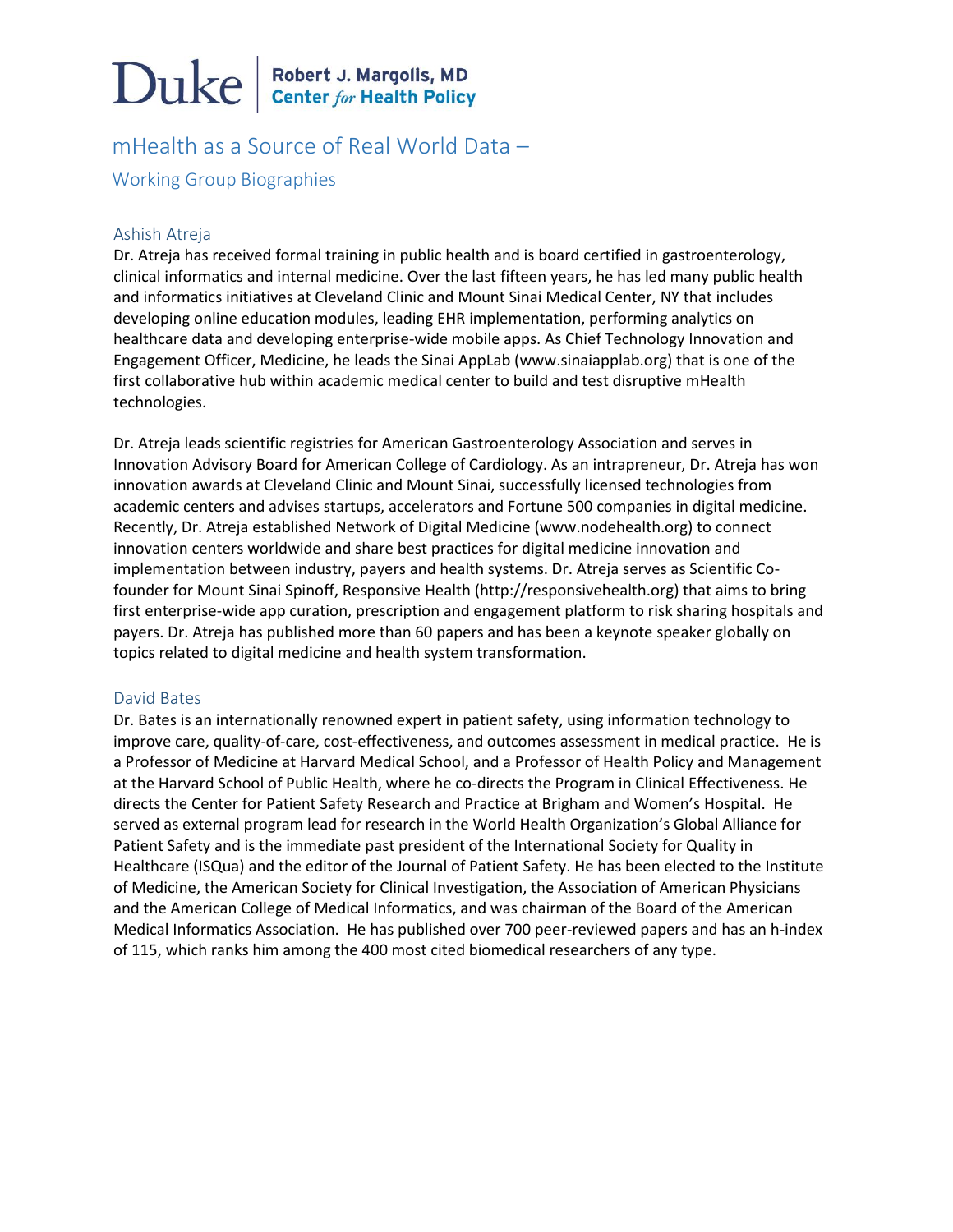Duke | Robert J. Margolis, MD Center *for* Health Policy

# mHealth as a Source of Real World Data –

## Working Group Biographies

### Ashish Atreja

Dr. Atreja has received formal training in public health and is board certified in gastroenterology, clinical informatics and internal medicine. Over the last fifteen years, he has led many public health and informatics initiatives at Cleveland Clinic and Mount Sinai Medical Center, NY that includes developing online education modules, leading EHR implementation, performing analytics on healthcare data and developing enterprise-wide mobile apps. As Chief Technology Innovation and Engagement Officer, Medicine, he leads the Sinai AppLab (www.sinaiapplab.org) that is one of the first collaborative hub within academic medical center to build and test disruptive mHealth technologies.

Dr. Atreja leads scientific registries for American Gastroenterology Association and serves in Innovation Advisory Board for American College of Cardiology. As an intrapreneur, Dr. Atreja has won innovation awards at Cleveland Clinic and Mount Sinai, successfully licensed technologies from academic centers and advises startups, accelerators and Fortune 500 companies in digital medicine. Recently, Dr. Atreja established Network of Digital Medicine (www.nodehealth.org) to connect innovation centers worldwide and share best practices for digital medicine innovation and implementation between industry, payers and health systems. Dr. Atreja serves as Scientific Co-founder for Mount Sinai Spinoff, Responsive Health (http://responsivehealth.org) that aims to bring first enterprise-wide app curation, prescription and engagement platform to risk sharing hospitals and payers. Dr. Atreja has published more than 60 papers and has been a keynote speaker globally on topics related to digital medicine and health system transformation.

### David Bates

Dr. Bates is an internationally renowned expert in patient safety, using information technology to improve care, quality-of-care, cost-effectiveness, and outcomes assessment in medical practice. He is a Professor of Medicine at Harvard Medical School, and a Professor of Health Policy and Management at the Harvard School of Public Health, where he co-directs the Program in Clinical Effectiveness. He directs the Center for Patient Safety Research and Practice at Brigham and Women's Hospital. He served as external program lead for research in the World Health Organization's Global Alliance for Patient Safety and is the immediate past president of the International Society for Quality in Healthcare (ISQua) and the editor of the Journal of Patient Safety. He has been elected to the Institute of Medicine, the American Society for Clinical Investigation, the Association of American Physicians and the American College of Medical Informatics, and was chairman of the Board of the American Medical Informatics Association. He has published over 700 peer-reviewed papers and has an h-index of 115, which ranks him among the 400 most cited biomedical researchers of any type.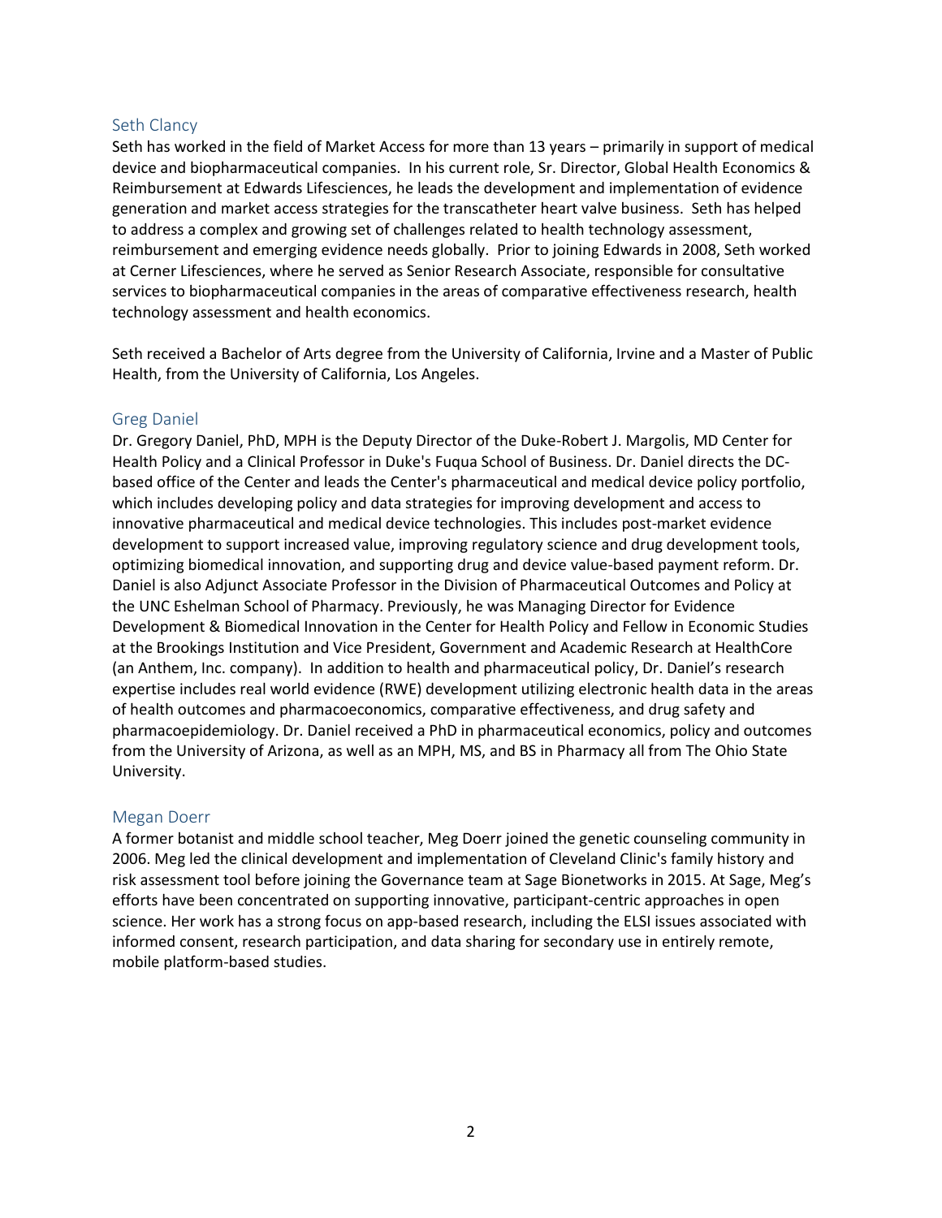## Seth Clancy

Seth has worked in the field of Market Access for more than 13 years – primarily in support of medical device and biopharmaceutical companies. In his current role, Sr. Director, Global Health Economics & Reimbursement at Edwards Lifesciences, he leads the development and implementation of evidence generation and market access strategies for the transcatheter heart valve business. Seth has helped to address a complex and growing set of challenges related to health technology assessment, reimbursement and emerging evidence needs globally. Prior to joining Edwards in 2008, Seth worked at Cerner Lifesciences, where he served as Senior Research Associate, responsible for consultative services to biopharmaceutical companies in the areas of comparative effectiveness research, health technology assessment and health economics.

Seth received a Bachelor of Arts degree from the University of California, Irvine and a Master of Public Health, from the University of California, Los Angeles.

## Greg Daniel

Dr. Gregory Daniel, PhD, MPH is the Deputy Director of the Duke-Robert J. Margolis, MD Center for Health Policy and a Clinical Professor in Duke's Fuqua School of Business. Dr. Daniel directs the DC-based office of the Center and leads the Center's pharmaceutical and medical device policy portfolio, which includes developing policy and data strategies for improving development and access to innovative pharmaceutical and medical device technologies. This includes post-market evidence development to support increased value, improving regulatory science and drug development tools, optimizing biomedical innovation, and supporting drug and device value-based payment reform. Dr. Daniel is also Adjunct Associate Professor in the Division of Pharmaceutical Outcomes and Policy at the UNC Eshelman School of Pharmacy. Previously, he was Managing Director for Evidence Development & Biomedical Innovation in the Center for Health Policy and Fellow in Economic Studies at the Brookings Institution and Vice President, Government and Academic Research at HealthCore (an Anthem, Inc. company). In addition to health and pharmaceutical policy, Dr. Daniel's research expertise includes real world evidence (RWE) development utilizing electronic health data in the areas of health outcomes and pharmacoeconomics, comparative effectiveness, and drug safety and pharmacoepidemiology. Dr. Daniel received a PhD in pharmaceutical economics, policy and outcomes from the University of Arizona, as well as an MPH, MS, and BS in Pharmacy all from The Ohio State University.

## Megan Doerr

A former botanist and middle school teacher, Meg Doerr joined the genetic counseling community in 2006. Meg led the clinical development and implementation of Cleveland Clinic's family history and risk assessment tool before joining the Governance team at Sage Bionetworks in 2015. At Sage, Meg's efforts have been concentrated on supporting innovative, participant-centric approaches in open science. Her work has a strong focus on app-based research, including the ELSI issues associated with informed consent, research participation, and data sharing for secondary use in entirely remote, mobile platform-based studies.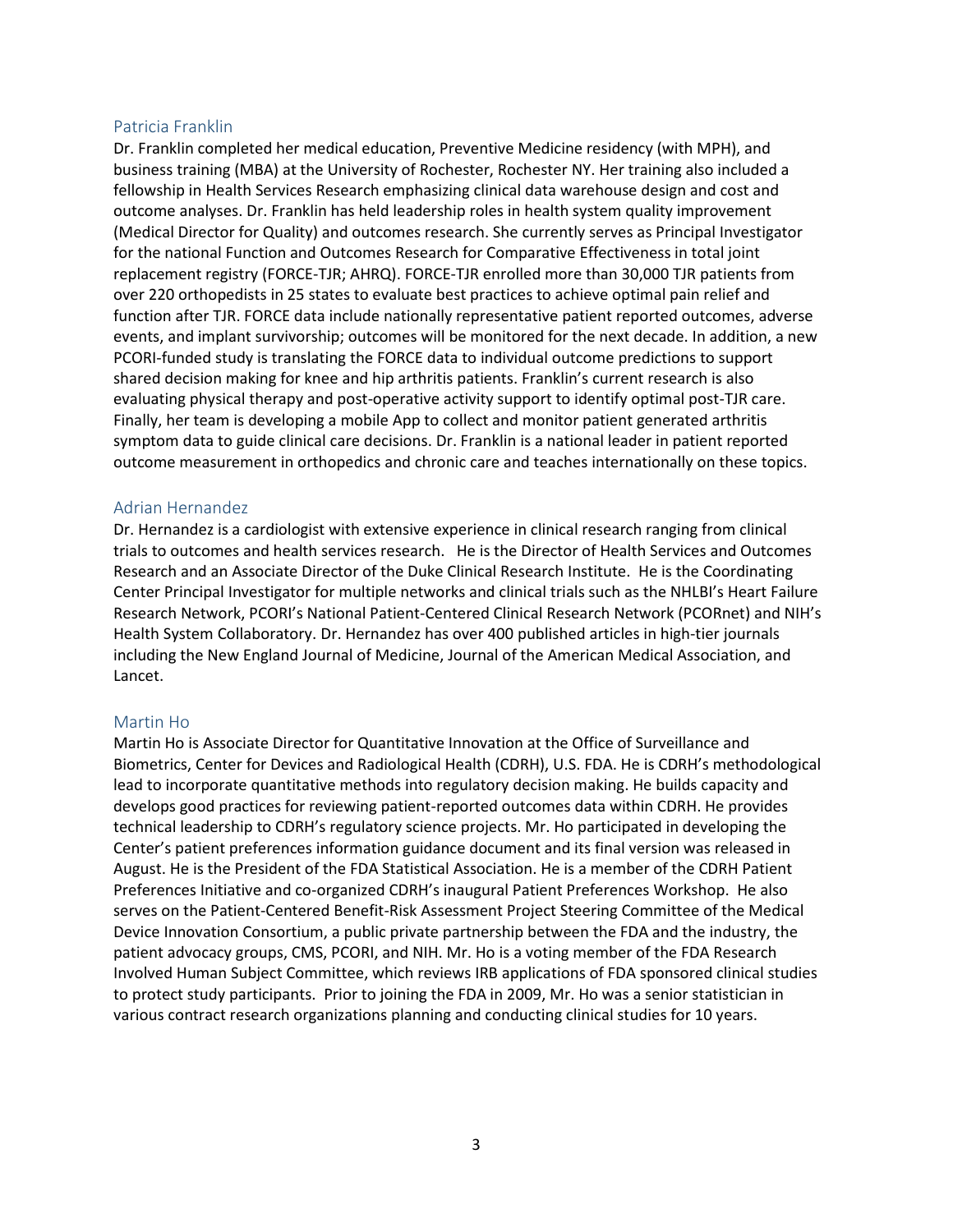## Patricia Franklin

Dr. Franklin completed her medical education, Preventive Medicine residency (with MPH), and business training (MBA) at the University of Rochester, Rochester NY. Her training also included a fellowship in Health Services Research emphasizing clinical data warehouse design and cost and outcome analyses. Dr. Franklin has held leadership roles in health system quality improvement (Medical Director for Quality) and outcomes research. She currently serves as Principal Investigator for the national Function and Outcomes Research for Comparative Effectiveness in total joint replacement registry (FORCE-TJR; AHRQ). FORCE-TJR enrolled more than 30,000 TJR patients from over 220 orthopedists in 25 states to evaluate best practices to achieve optimal pain relief and function after TJR. FORCE data include nationally representative patient reported outcomes, adverse events, and implant survivorship; outcomes will be monitored for the next decade. In addition, a new PCORI-funded study is translating the FORCE data to individual outcome predictions to support shared decision making for knee and hip arthritis patients. Franklin's current research is also evaluating physical therapy and post-operative activity support to identify optimal post-TJR care. Finally, her team is developing a mobile App to collect and monitor patient generated arthritis symptom data to guide clinical care decisions. Dr. Franklin is a national leader in patient reported outcome measurement in orthopedics and chronic care and teaches internationally on these topics.

## Adrian Hernandez

Dr. Hernandez is a cardiologist with extensive experience in clinical research ranging from clinical trials to outcomes and health services research. He is the Director of Health Services and Outcomes Research and an Associate Director of the Duke Clinical Research Institute. He is the Coordinating Center Principal Investigator for multiple networks and clinical trials such as the NHLBI's Heart Failure Research Network, PCORI's National Patient-Centered Clinical Research Network (PCORnet) and NIH's Health System Collaboratory. Dr. Hernandez has over 400 published articles in high-tier journals including the New England Journal of Medicine, Journal of the American Medical Association, and Lancet.

## Martin Ho

Martin Ho is Associate Director for Quantitative Innovation at the Office of Surveillance and Biometrics, Center for Devices and Radiological Health (CDRH), U.S. FDA. He is CDRH's methodological lead to incorporate quantitative methods into regulatory decision making. He builds capacity and develops good practices for reviewing patient-reported outcomes data within CDRH. He provides technical leadership to CDRH's regulatory science projects. Mr. Ho participated in developing the Center's patient preferences information guidance document and its final version was released in August. He is the President of the FDA Statistical Association. He is a member of the CDRH Patient Preferences Initiative and co-organized CDRH's inaugural Patient Preferences Workshop. He also serves on the Patient-Centered Benefit-Risk Assessment Project Steering Committee of the Medical Device Innovation Consortium, a public private partnership between the FDA and the industry, the patient advocacy groups, CMS, PCORI, and NIH. Mr. Ho is a voting member of the FDA Research Involved Human Subject Committee, which reviews IRB applications of FDA sponsored clinical studies to protect study participants. Prior to joining the FDA in 2009, Mr. Ho was a senior statistician in various contract research organizations planning and conducting clinical studies for 10 years.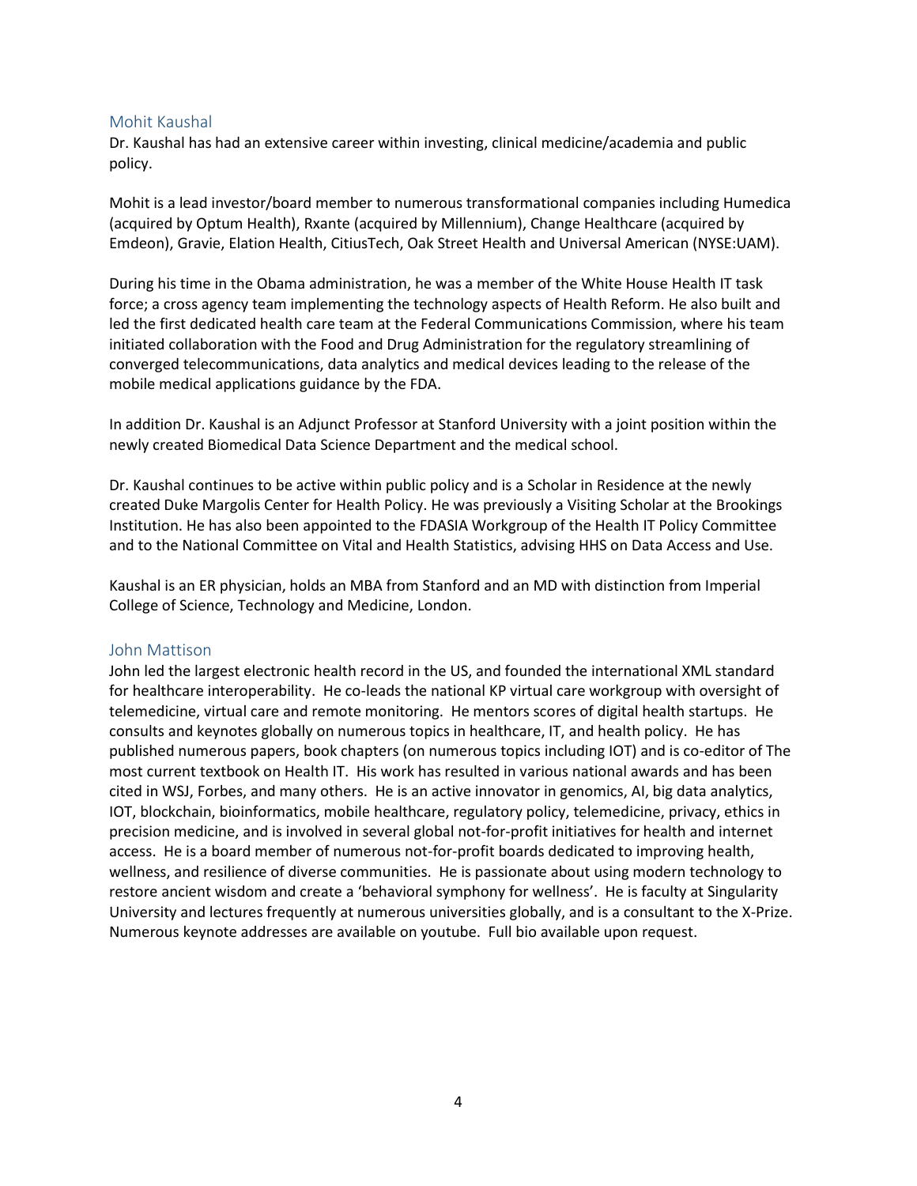## Mohit Kaushal

Dr. Kaushal has had an extensive career within investing, clinical medicine/academia and public policy.

Mohit is a lead investor/board member to numerous transformational companies including Humedica (acquired by Optum Health), Rxante (acquired by Millennium), Change Healthcare (acquired by Emdeon), Gravie, Elation Health, CitiusTech, Oak Street Health and Universal American (NYSE:UAM).

During his time in the Obama administration, he was a member of the White House Health IT task force; a cross agency team implementing the technology aspects of Health Reform. He also built and led the first dedicated health care team at the Federal Communications Commission, where his team initiated collaboration with the Food and Drug Administration for the regulatory streamlining of converged telecommunications, data analytics and medical devices leading to the release of the mobile medical applications guidance by the FDA.

In addition Dr. Kaushal is an Adjunct Professor at Stanford University with a joint position within the newly created Biomedical Data Science Department and the medical school.

Dr. Kaushal continues to be active within public policy and is a Scholar in Residence at the newly created Duke Margolis Center for Health Policy. He was previously a Visiting Scholar at the Brookings Institution. He has also been appointed to the FDASIA Workgroup of the Health IT Policy Committee and to the National Committee on Vital and Health Statistics, advising HHS on Data Access and Use.

Kaushal is an ER physician, holds an MBA from Stanford and an MD with distinction from Imperial College of Science, Technology and Medicine, London.

## John Mattison

John led the largest electronic health record in the US, and founded the international XML standard for healthcare interoperability. He co-leads the national KP virtual care workgroup with oversight of telemedicine, virtual care and remote monitoring. He mentors scores of digital health startups. He consults and keynotes globally on numerous topics in healthcare, IT, and health policy. He has published numerous papers, book chapters (on numerous topics including IOT) and is co-editor of The most current textbook on Health IT. His work has resulted in various national awards and has been cited in WSJ, Forbes, and many others. He is an active innovator in genomics, AI, big data analytics, IOT, blockchain, bioinformatics, mobile healthcare, regulatory policy, telemedicine, privacy, ethics in precision medicine, and is involved in several global not-for-profit initiatives for health and internet access. He is a board member of numerous not-for-profit boards dedicated to improving health, wellness, and resilience of diverse communities. He is passionate about using modern technology to restore ancient wisdom and create a 'behavioral symphony for wellness'. He is faculty at Singularity University and lectures frequently at numerous universities globally, and is a consultant to the X-Prize. Numerous keynote addresses are available on youtube. Full bio available upon request.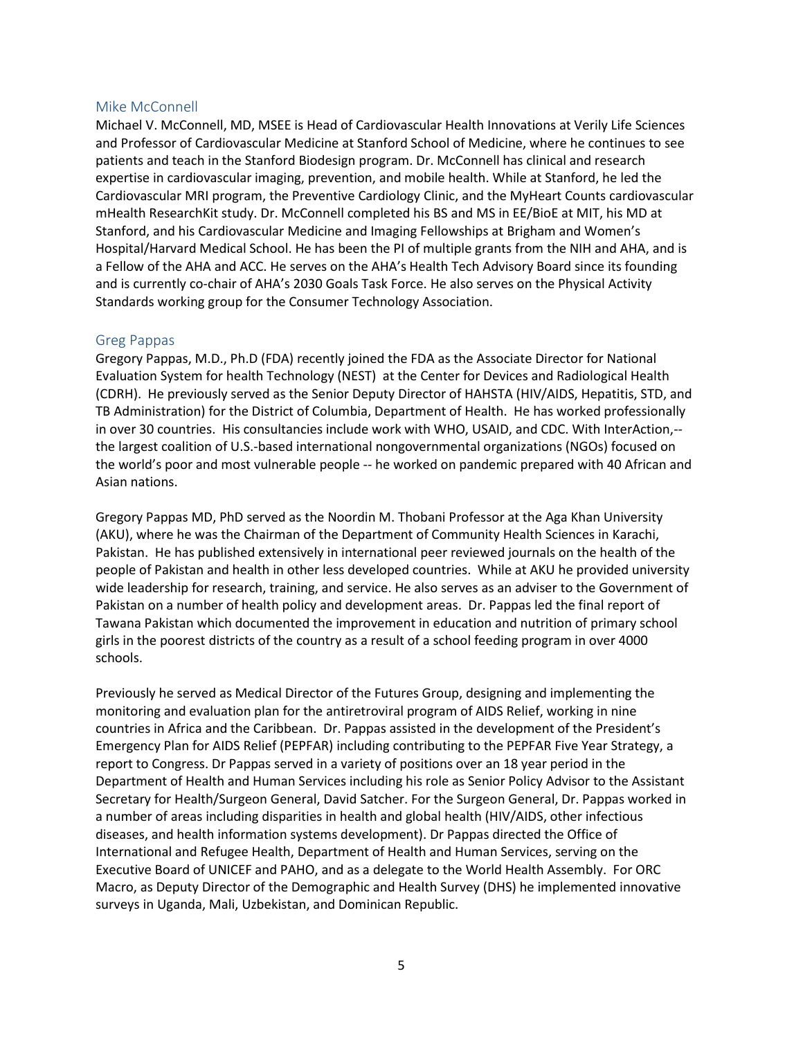## Mike McConnell

Michael V. McConnell, MD, MSEE is Head of Cardiovascular Health Innovations at Verily Life Sciences and Professor of Cardiovascular Medicine at Stanford School of Medicine, where he continues to see patients and teach in the Stanford Biodesign program. Dr. McConnell has clinical and research expertise in cardiovascular imaging, prevention, and mobile health. While at Stanford, he led the Cardiovascular MRI program, the Preventive Cardiology Clinic, and the MyHeart Counts cardiovascular mHealth ResearchKit study. Dr. McConnell completed his BS and MS in EE/BioE at MIT, his MD at Stanford, and his Cardiovascular Medicine and Imaging Fellowships at Brigham and Women's Hospital/Harvard Medical School. He has been the PI of multiple grants from the NIH and AHA, and is a Fellow of the AHA and ACC. He serves on the AHA's Health Tech Advisory Board since its founding and is currently co-chair of AHA's 2030 Goals Task Force. He also serves on the Physical Activity Standards working group for the Consumer Technology Association.

## Greg Pappas

Gregory Pappas, M.D., Ph.D (FDA) recently joined the FDA as the Associate Director for National Evaluation System for health Technology (NEST) at the Center for Devices and Radiological Health (CDRH). He previously served as the Senior Deputy Director of HAHSTA (HIV/AIDS, Hepatitis, STD, and TB Administration) for the District of Columbia, Department of Health. He has worked professionally in over 30 countries. His consultancies include work with WHO, USAID, and CDC. With InterAction,-- the largest coalition of U.S.-based international nongovernmental organizations (NGOs) focused on the world's poor and most vulnerable people -- he worked on pandemic prepared with 40 African and Asian nations.

Gregory Pappas MD, PhD served as the Noordin M. Thobani Professor at the Aga Khan University (AKU), where he was the Chairman of the Department of Community Health Sciences in Karachi, Pakistan. He has published extensively in international peer reviewed journals on the health of the people of Pakistan and health in other less developed countries. While at AKU he provided university wide leadership for research, training, and service. He also serves as an adviser to the Government of Pakistan on a number of health policy and development areas. Dr. Pappas led the final report of Tawana Pakistan which documented the improvement in education and nutrition of primary school girls in the poorest districts of the country as a result of a school feeding program in over 4000 schools.

Previously he served as Medical Director of the Futures Group, designing and implementing the monitoring and evaluation plan for the antiretroviral program of AIDS Relief, working in nine countries in Africa and the Caribbean. Dr. Pappas assisted in the development of the President's Emergency Plan for AIDS Relief (PEPFAR) including contributing to the PEPFAR Five Year Strategy, a report to Congress. Dr Pappas served in a variety of positions over an 18 year period in the Department of Health and Human Services including his role as Senior Policy Advisor to the Assistant Secretary for Health/Surgeon General, David Satcher. For the Surgeon General, Dr. Pappas worked in a number of areas including disparities in health and global health (HIV/AIDS, other infectious diseases, and health information systems development). Dr Pappas directed the Office of International and Refugee Health, Department of Health and Human Services, serving on the Executive Board of UNICEF and PAHO, and as a delegate to the World Health Assembly. For ORC Macro, as Deputy Director of the Demographic and Health Survey (DHS) he implemented innovative surveys in Uganda, Mali, Uzbekistan, and Dominican Republic.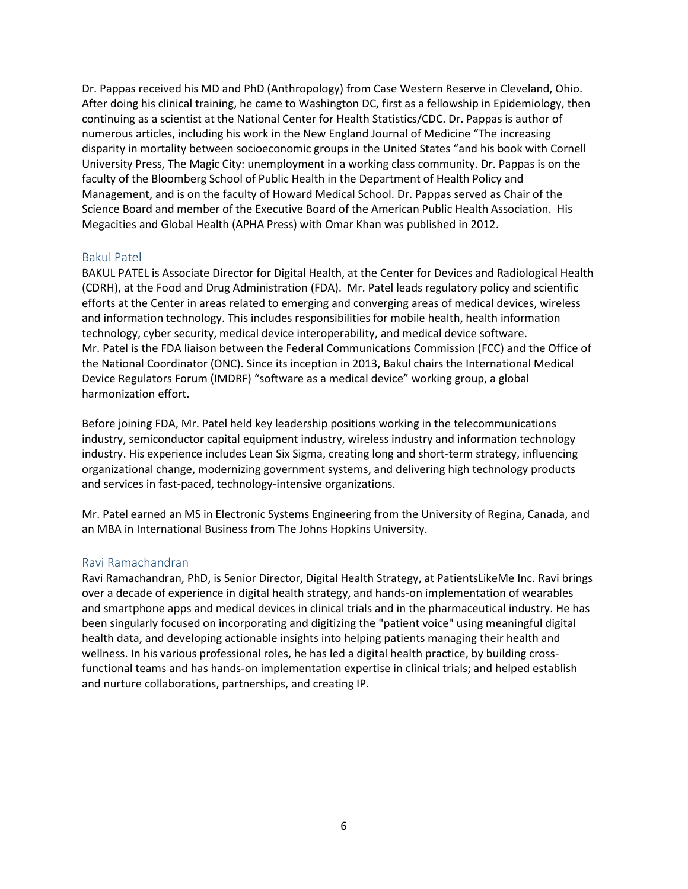Dr. Pappas received his MD and PhD (Anthropology) from Case Western Reserve in Cleveland, Ohio. After doing his clinical training, he came to Washington DC, first as a fellowship in Epidemiology, then continuing as a scientist at the National Center for Health Statistics/CDC. Dr. Pappas is author of numerous articles, including his work in the New England Journal of Medicine "The increasing disparity in mortality between socioeconomic groups in the United States "and his book with Cornell University Press, The Magic City: unemployment in a working class community. Dr. Pappas is on the faculty of the Bloomberg School of Public Health in the Department of Health Policy and Management, and is on the faculty of Howard Medical School. Dr. Pappas served as Chair of the Science Board and member of the Executive Board of the American Public Health Association. His Megacities and Global Health (APHA Press) with Omar Khan was published in 2012.

## Bakul Patel

BAKUL PATEL is Associate Director for Digital Health, at the Center for Devices and Radiological Health (CDRH), at the Food and Drug Administration (FDA). Mr. Patel leads regulatory policy and scientific efforts at the Center in areas related to emerging and converging areas of medical devices, wireless and information technology. This includes responsibilities for mobile health, health information technology, cyber security, medical device interoperability, and medical device software. Mr. Patel is the FDA liaison between the Federal Communications Commission (FCC) and the Office of the National Coordinator (ONC). Since its inception in 2013, Bakul chairs the International Medical Device Regulators Forum (IMDRF) "software as a medical device" working group, a global harmonization effort.

Before joining FDA, Mr. Patel held key leadership positions working in the telecommunications industry, semiconductor capital equipment industry, wireless industry and information technology industry. His experience includes Lean Six Sigma, creating long and short-term strategy, influencing organizational change, modernizing government systems, and delivering high technology products and services in fast-paced, technology-intensive organizations.

Mr. Patel earned an MS in Electronic Systems Engineering from the University of Regina, Canada, and an MBA in International Business from The Johns Hopkins University.

## Ravi Ramachandran

Ravi Ramachandran, PhD, is Senior Director, Digital Health Strategy, at PatientsLikeMe Inc. Ravi brings over a decade of experience in digital health strategy, and hands-on implementation of wearables and smartphone apps and medical devices in clinical trials and in the pharmaceutical industry. He has been singularly focused on incorporating and digitizing the "patient voice" using meaningful digital health data, and developing actionable insights into helping patients managing their health and wellness. In his various professional roles, he has led a digital health practice, by building cross-functional teams and has hands-on implementation expertise in clinical trials; and helped establish and nurture collaborations, partnerships, and creating IP.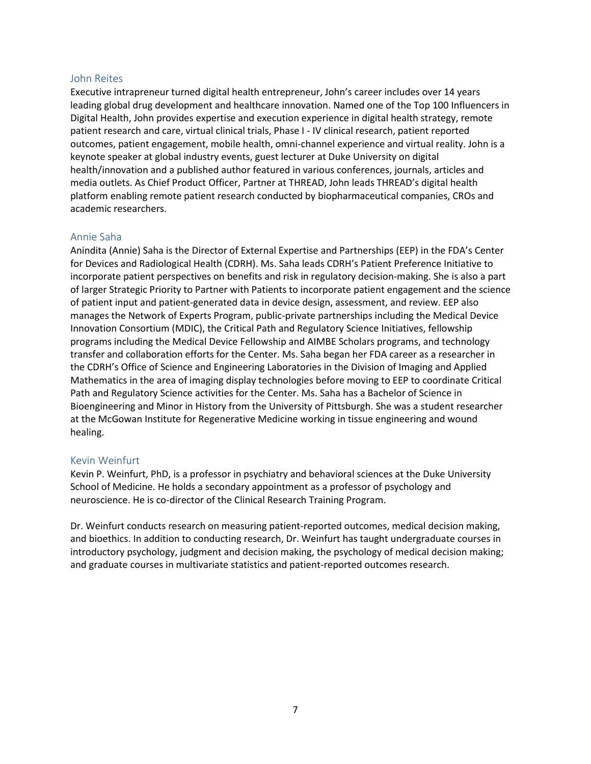## John Reites

Executive intrapreneur turned digital health entrepreneur, John's career includes over 14 years leading global drug development and healthcare innovation. Named one of the Top 100 Influencers in Digital Health, John provides expertise and execution experience in digital health strategy, remote patient research and care, virtual clinical trials, Phase I - IV clinical research, patient reported outcomes, patient engagement, mobile health, omni-channel experience and virtual reality. John is a keynote speaker at global industry events, guest lecturer at Duke University on digital health/innovation and a published author featured in various conferences, journals, articles and media outlets. As Chief Product Officer, Partner at THREAD, John leads THREAD's digital health platform enabling remote patient research conducted by biopharmaceutical companies, CROs and academic researchers.

## Annie Saha

Anindita (Annie) Saha is the Director of External Expertise and Partnerships (EEP) in the FDA's Center for Devices and Radiological Health (CDRH). Ms. Saha leads CDRH's Patient Preference Initiative to incorporate patient perspectives on benefits and risk in regulatory decision-making. She is also a part of larger Strategic Priority to Partner with Patients to incorporate patient engagement and the science of patient input and patient-generated data in device design, assessment, and review. EEP also manages the Network of Experts Program, public-private partnerships including the Medical Device Innovation Consortium (MDIC), the Critical Path and Regulatory Science Initiatives, fellowship programs including the Medical Device Fellowship and AIMBE Scholars programs, and technology transfer and collaboration efforts for the Center. Ms. Saha began her FDA career as a researcher in the CDRH's Office of Science and Engineering Laboratories in the Division of Imaging and Applied Mathematics in the area of imaging display technologies before moving to EEP to coordinate Critical Path and Regulatory Science activities for the Center. Ms. Saha has a Bachelor of Science in Bioengineering and Minor in History from the University of Pittsburgh. She was a student researcher at the McGowan Institute for Regenerative Medicine working in tissue engineering and wound healing.

## Kevin Weinfurt

Kevin P. Weinfurt, PhD, is a professor in psychiatry and behavioral sciences at the Duke University School of Medicine. He holds a secondary appointment as a professor of psychology and neuroscience. He is co-director of the Clinical Research Training Program.

Dr. Weinfurt conducts research on measuring patient-reported outcomes, medical decision making, and bioethics. In addition to conducting research, Dr. Weinfurt has taught undergraduate courses in introductory psychology, judgment and decision making, the psychology of medical decision making; and graduate courses in multivariate statistics and patient-reported outcomes research.